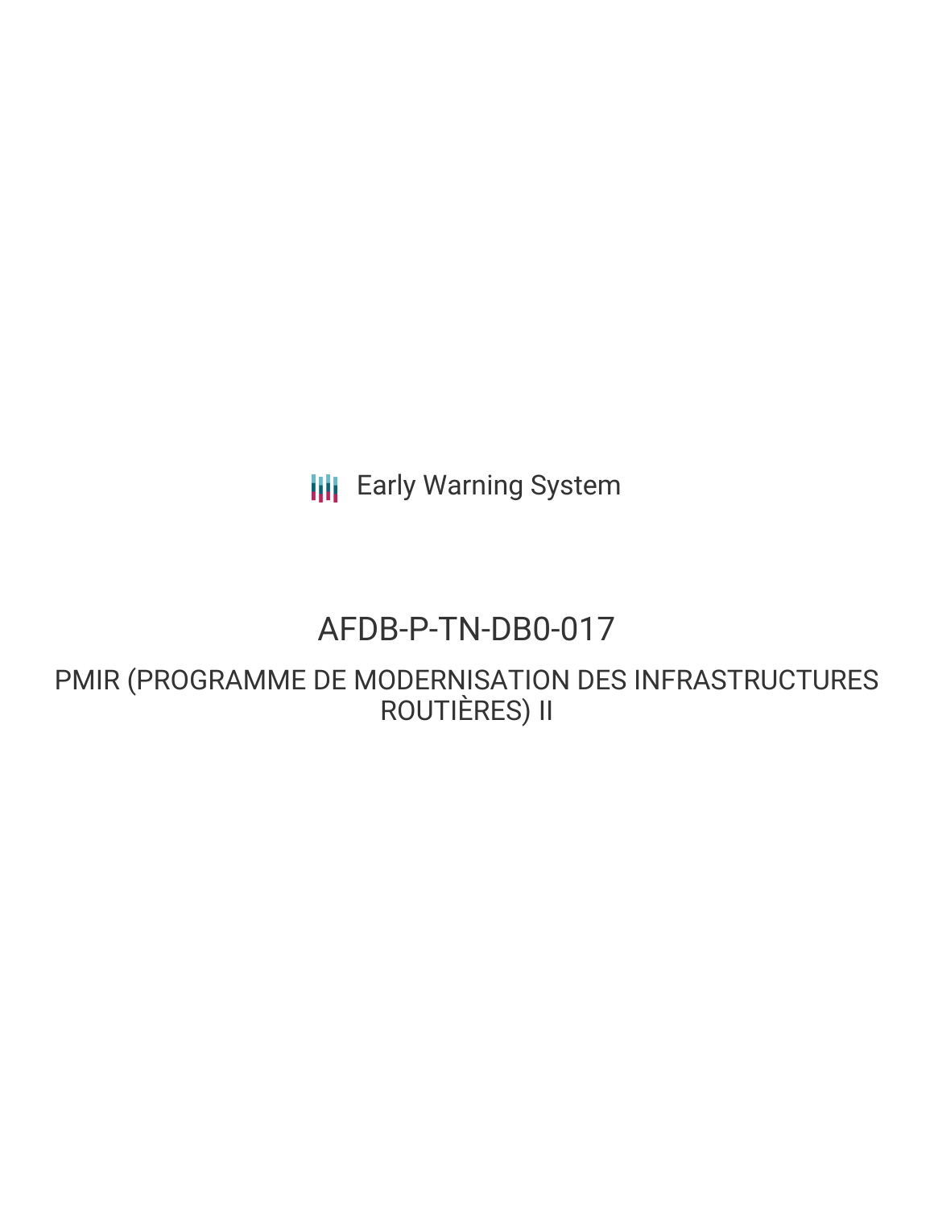Early Warning System

# AFDB-P-TN-DB0-017

## PMIR (PROGRAMME DE MODERNISATION DES INFRASTRUCTURES ROUTIÈRES) II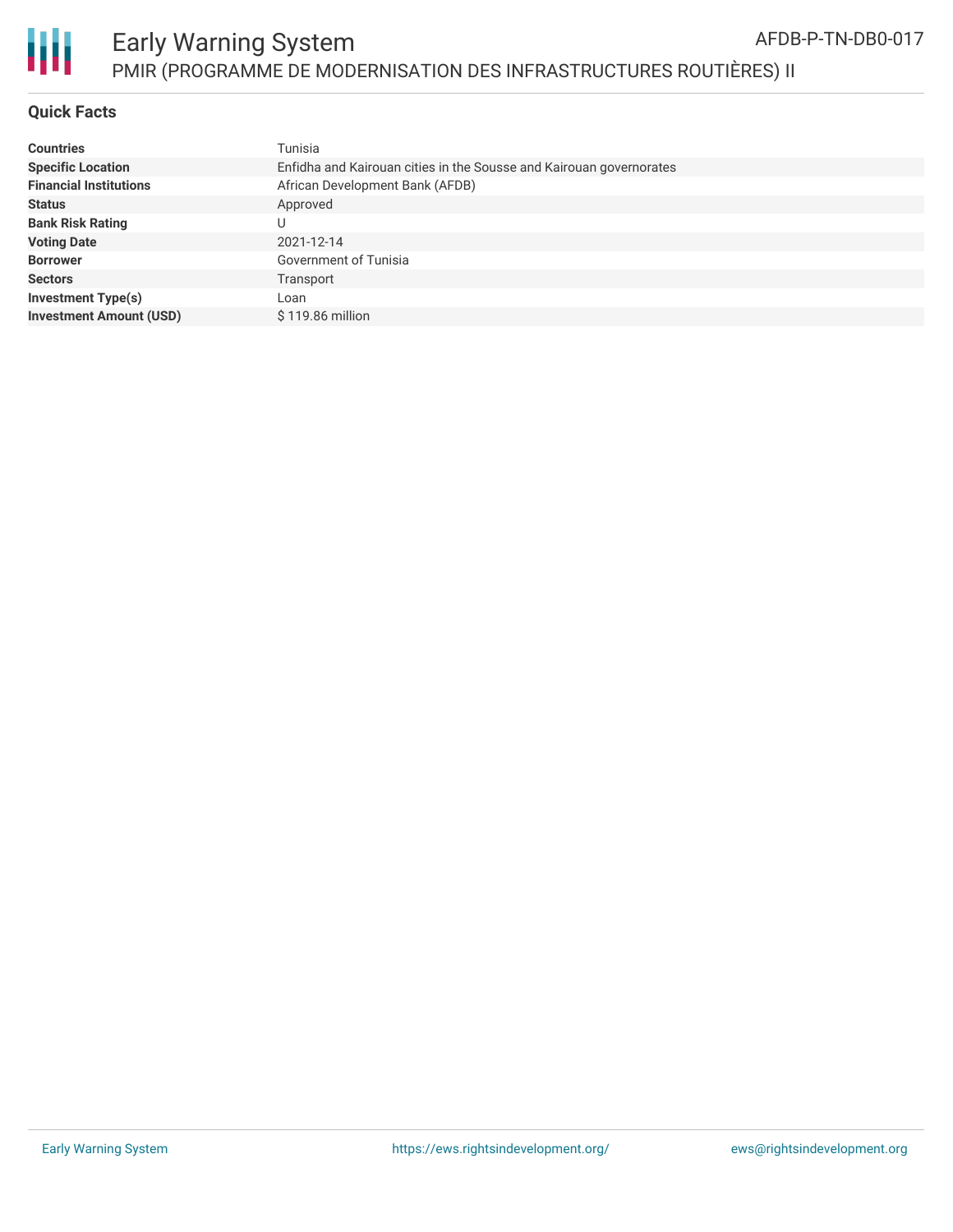# Early Warning System

## PMIR (PROGRAMME DE MODERNISATION DES INFRASTRUCTURES ROUTIÈRES) II

AFDB-P-TN-DB0-017

### Quick Facts

| | |
|---|---|
| **Countries** | Tunisia |
| **Specific Location** | Enfidha and Kairouan cities in the Sousse and Kairouan governorates |
| **Financial Institutions** | African Development Bank (AFDB) |
| **Status** | Approved |
| **Bank Risk Rating** | U |
| **Voting Date** | 2021-12-14 |
| **Borrower** | Government of Tunisia |
| **Sectors** | Transport |
| **Investment Type(s)** | Loan |
| **Investment Amount (USD)** | $ 119.86 million |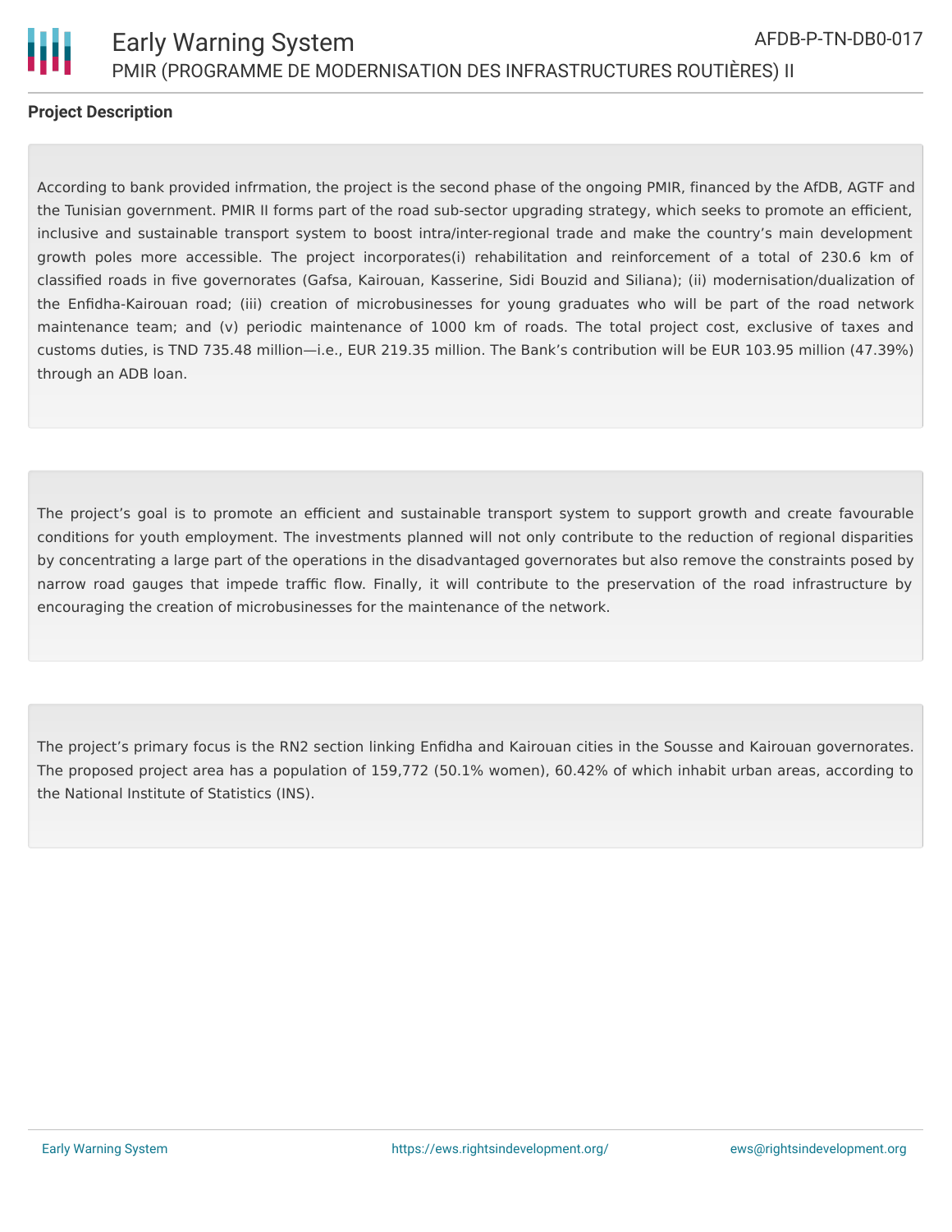## Project Description

According to bank provided infrmation, the project is the second phase of the ongoing PMIR, financed by the AfDB, AGTF and the Tunisian government. PMIR II forms part of the road sub-sector upgrading strategy, which seeks to promote an efficient, inclusive and sustainable transport system to boost intra/inter-regional trade and make the country's main development growth poles more accessible. The project incorporates(i) rehabilitation and reinforcement of a total of 230.6 km of classified roads in five governorates (Gafsa, Kairouan, Kasserine, Sidi Bouzid and Siliana); (ii) modernisation/dualization of the Enfidha-Kairouan road; (iii) creation of microbusinesses for young graduates who will be part of the road network maintenance team; and (v) periodic maintenance of 1000 km of roads. The total project cost, exclusive of taxes and customs duties, is TND 735.48 million—i.e., EUR 219.35 million. The Bank's contribution will be EUR 103.95 million (47.39%) through an ADB loan.

The project's goal is to promote an efficient and sustainable transport system to support growth and create favourable conditions for youth employment. The investments planned will not only contribute to the reduction of regional disparities by concentrating a large part of the operations in the disadvantaged governorates but also remove the constraints posed by narrow road gauges that impede traffic flow. Finally, it will contribute to the preservation of the road infrastructure by encouraging the creation of microbusinesses for the maintenance of the network.

The project's primary focus is the RN2 section linking Enfidha and Kairouan cities in the Sousse and Kairouan governorates. The proposed project area has a population of 159,772 (50.1% women), 60.42% of which inhabit urban areas, according to the National Institute of Statistics (INS).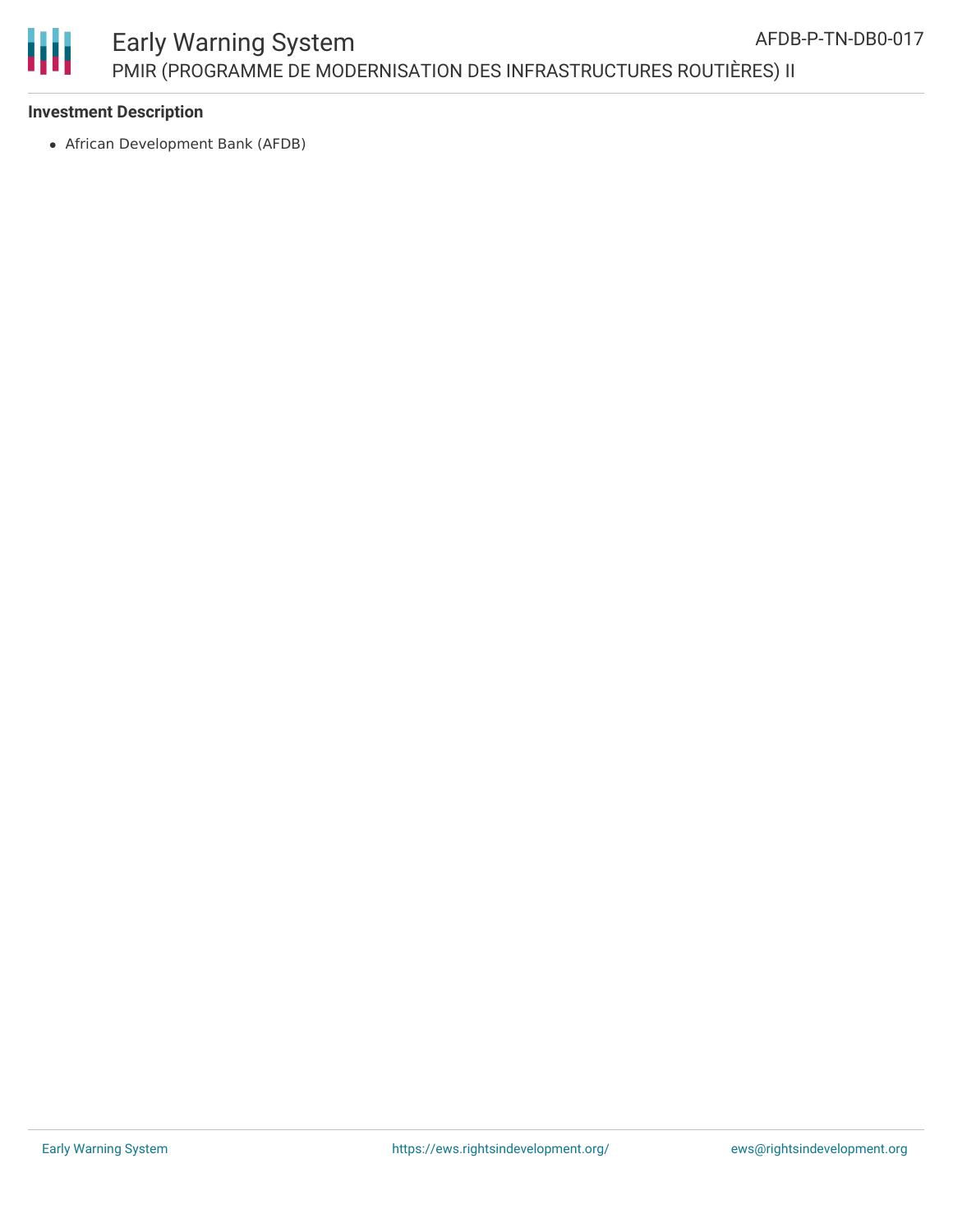### Investment Description

- African Development Bank (AFDB)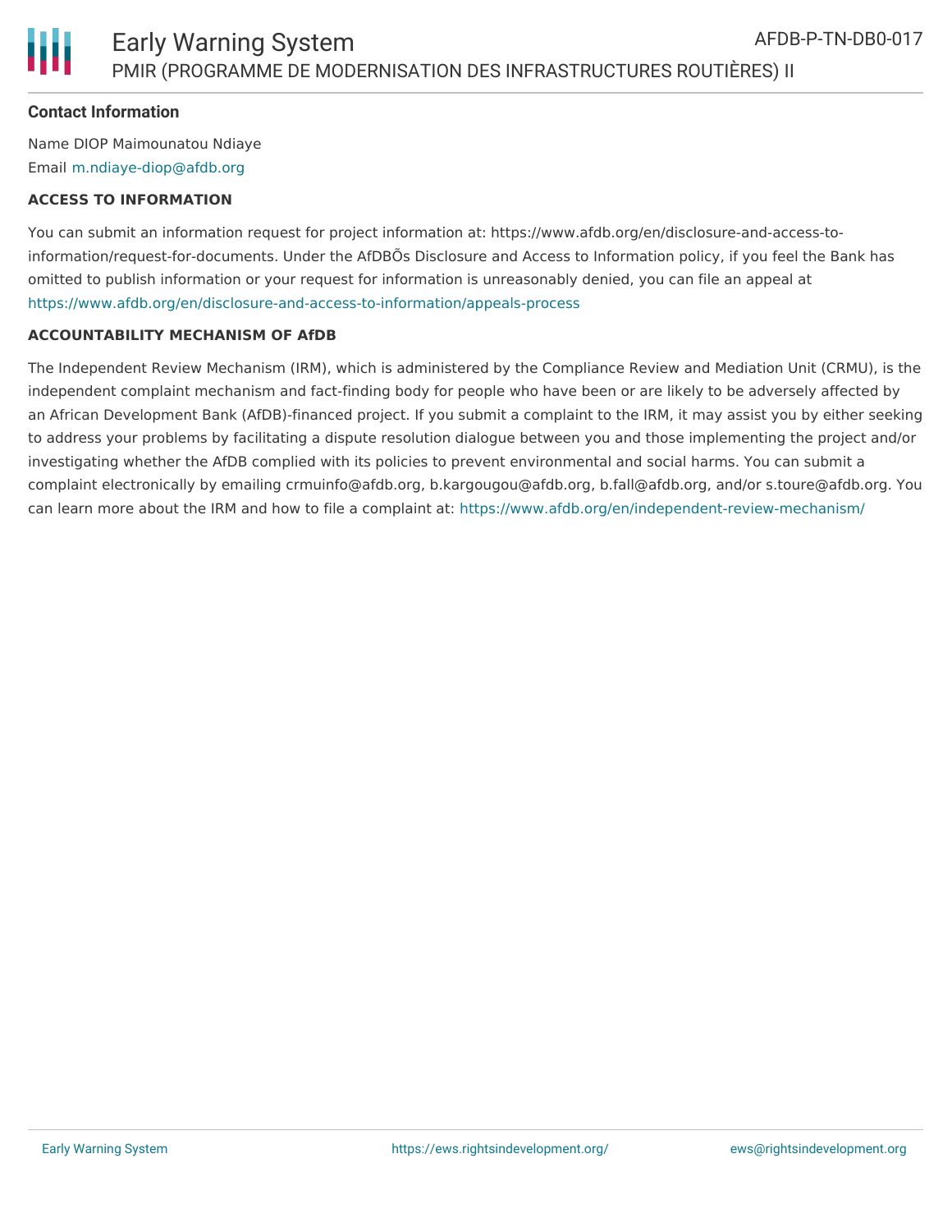**Contact Information**

Name DIOP Maimounatou Ndiaye
Email m.ndiaye-diop@afdb.org

**ACCESS TO INFORMATION**

You can submit an information request for project information at: https://www.afdb.org/en/disclosure-and-access-to-information/request-for-documents. Under the AfDBÕs Disclosure and Access to Information policy, if you feel the Bank has omitted to publish information or your request for information is unreasonably denied, you can file an appeal at https://www.afdb.org/en/disclosure-and-access-to-information/appeals-process

**ACCOUNTABILITY MECHANISM OF AfDB**

The Independent Review Mechanism (IRM), which is administered by the Compliance Review and Mediation Unit (CRMU), is the independent complaint mechanism and fact-finding body for people who have been or are likely to be adversely affected by an African Development Bank (AfDB)-financed project. If you submit a complaint to the IRM, it may assist you by either seeking to address your problems by facilitating a dispute resolution dialogue between you and those implementing the project and/or investigating whether the AfDB complied with its policies to prevent environmental and social harms. You can submit a complaint electronically by emailing crmuinfo@afdb.org, b.kargougou@afdb.org, b.fall@afdb.org, and/or s.toure@afdb.org. You can learn more about the IRM and how to file a complaint at: https://www.afdb.org/en/independent-review-mechanism/